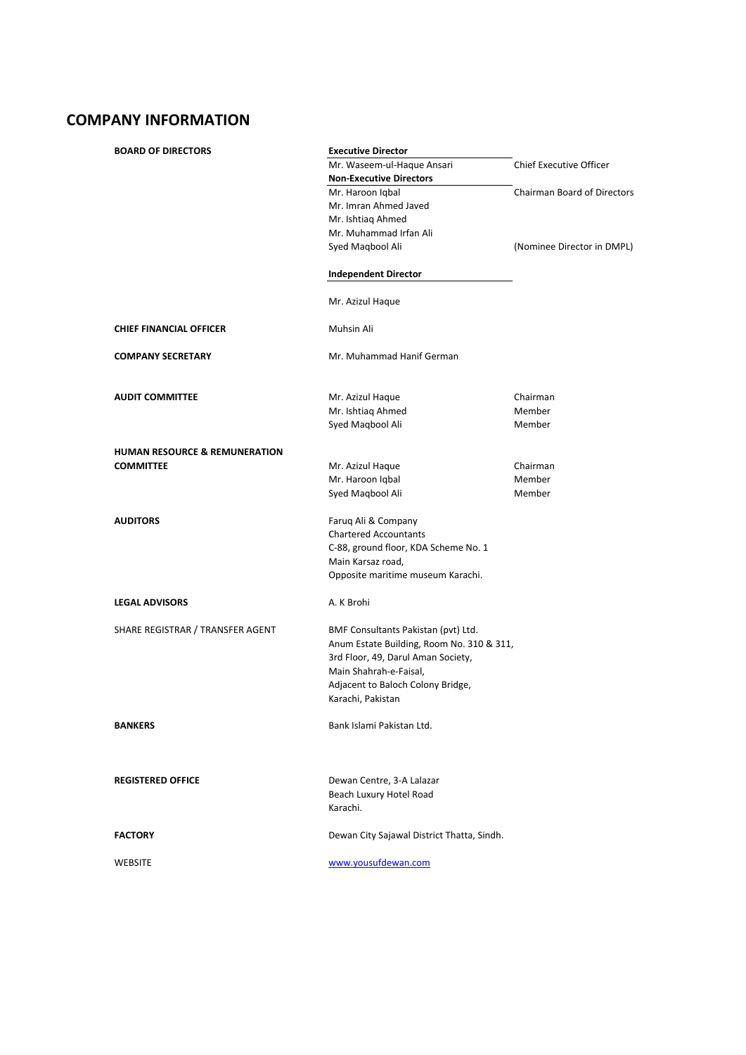# COMPANY INFORMATION

| | | |
|---|---|---|
| **BOARD OF DIRECTORS** | **Executive Director** | |
| | Mr. Waseem-ul-Haque Ansari | Chief Executive Officer |
| | **Non-Executive Directors** | |
| | Mr. Haroon Iqbal | Chairman Board of Directors |
| | Mr. Imran Ahmed Javed | |
| | Mr. Ishtiaq Ahmed | |
| | Mr. Muhammad Irfan Ali | |
| | Syed Maqbool Ali | (Nominee Director in DMPL) |
| | **Independent Director** | |
| | Mr. Azizul Haque | |
| **CHIEF FINANCIAL OFFICER** | Muhsin Ali | |
| **COMPANY SECRETARY** | Mr. Muhammad Hanif German | |
| **AUDIT COMMITTEE** | Mr. Azizul Haque | Chairman |
| | Mr. Ishtiaq Ahmed | Member |
| | Syed Maqbool Ali | Member |
| **HUMAN RESOURCE & REMUNERATION COMMITTEE** | Mr. Azizul Haque | Chairman |
| | Mr. Haroon Iqbal | Member |
| | Syed Maqbool Ali | Member |
| **AUDITORS** | Faruq Ali & Company<br>Chartered Accountants<br>C-88, ground floor, KDA Scheme No. 1<br>Main Karsaz road,<br>Opposite maritime museum Karachi. | |
| **LEGAL ADVISORS** | A. K Brohi | |
| SHARE REGISTRAR / TRANSFER AGENT | BMF Consultants Pakistan (pvt) Ltd.<br>Anum Estate Building, Room No. 310 & 311,<br>3rd Floor, 49, Darul Aman Society,<br>Main Shahrah-e-Faisal,<br>Adjacent to Baloch Colony Bridge,<br>Karachi, Pakistan | |
| **BANKERS** | Bank Islami Pakistan Ltd. | |
| **REGISTERED OFFICE** | Dewan Centre, 3-A Lalazar<br>Beach Luxury Hotel Road<br>Karachi. | |
| **FACTORY** | Dewan City Sajawal District Thatta, Sindh. | |
| WEBSITE | www.yousufdewan.com | |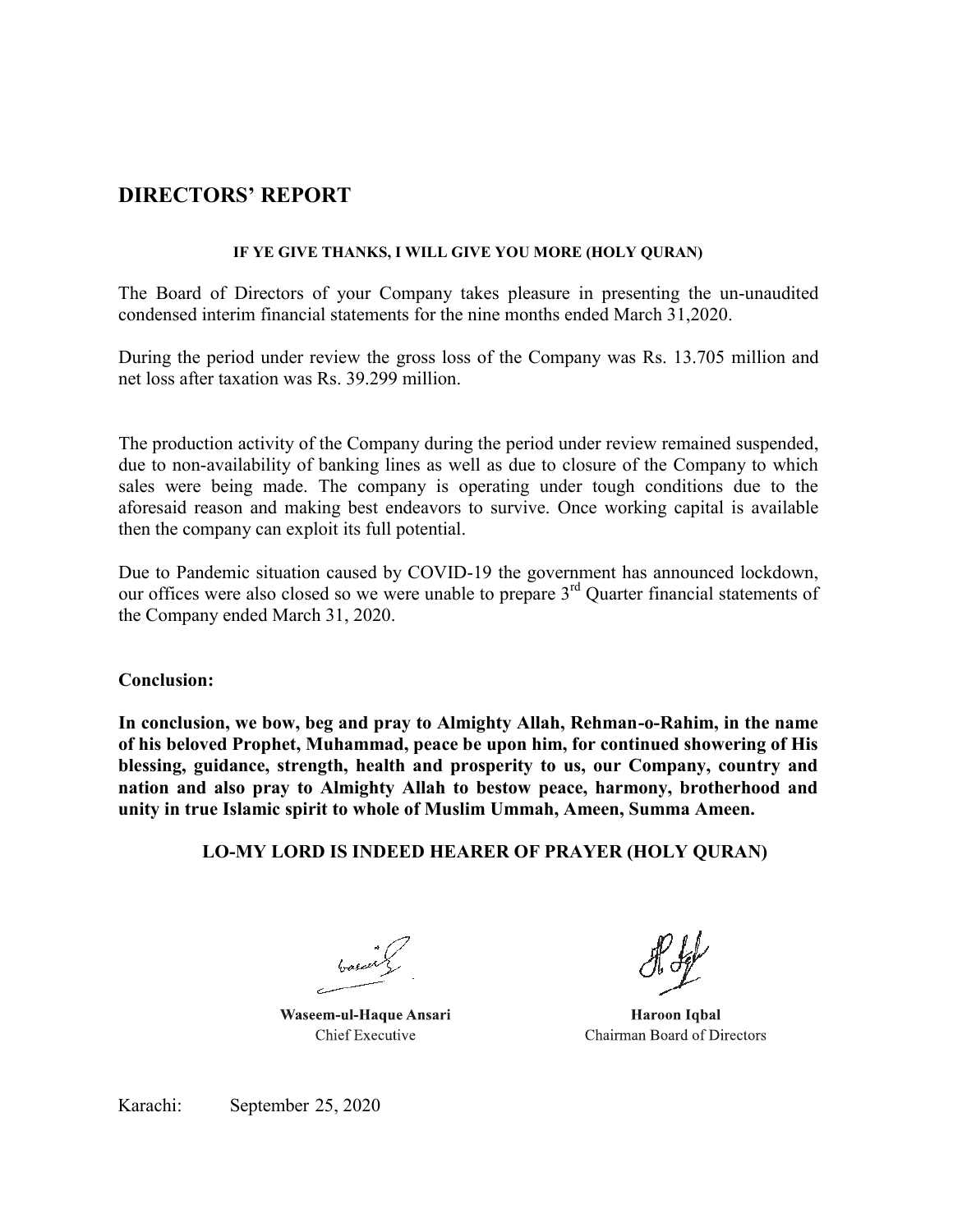# DIRECTORS' REPORT

**IF YE GIVE THANKS, I WILL GIVE YOU MORE (HOLY QURAN)**

The Board of Directors of your Company takes pleasure in presenting the un-unaudited condensed interim financial statements for the nine months ended March 31,2020.

During the period under review the gross loss of the Company was Rs. 13.705 million and net loss after taxation was Rs. 39.299 million.

The production activity of the Company during the period under review remained suspended, due to non-availability of banking lines as well as due to closure of the Company to which sales were being made. The company is operating under tough conditions due to the aforesaid reason and making best endeavors to survive. Once working capital is available then the company can exploit its full potential.

Due to Pandemic situation caused by COVID-19 the government has announced lockdown, our offices were also closed so we were unable to prepare 3rd Quarter financial statements of the Company ended March 31, 2020.

**Conclusion:**

**In conclusion, we bow, beg and pray to Almighty Allah, Rehman-o-Rahim, in the name of his beloved Prophet, Muhammad, peace be upon him, for continued showering of His blessing, guidance, strength, health and prosperity to us, our Company, country and nation and also pray to Almighty Allah to bestow peace, harmony, brotherhood and unity in true Islamic spirit to whole of Muslim Ummah, Ameen, Summa Ameen.**

**LO-MY LORD IS INDEED HEARER OF PRAYER (HOLY QURAN)**

| | |
|---|---|
| **Waseem-ul-Haque Ansari** | **Haroon Iqbal** |
| Chief Executive | Chairman Board of Directors |

Karachi: September 25, 2020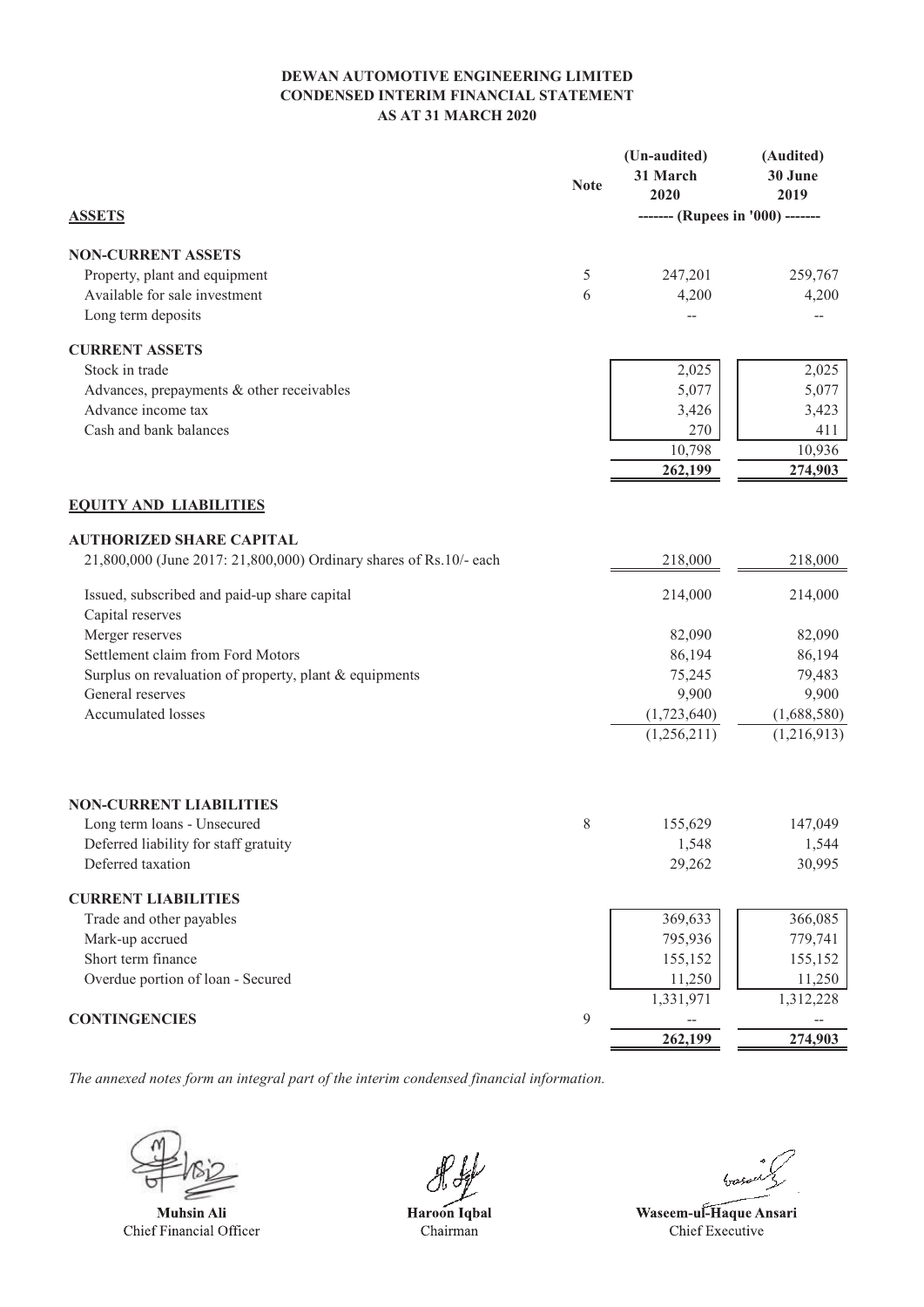**DEWAN AUTOMOTIVE ENGINEERING LIMITED**
**CONDENSED INTERIM FINANCIAL STATEMENT**
**AS AT 31 MARCH 2020**

| | Note | (Un-audited) 31 March 2020 | (Audited) 30 June 2019 |
|---|---|---|---|
| **ASSETS** | | ------- (Rupees in '000) ------- | |
| **NON-CURRENT ASSETS** | | | |
| Property, plant and equipment | 5 | 247,201 | 259,767 |
| Available for sale investment | 6 | 4,200 | 4,200 |
| Long term deposits | | -- | -- |
| **CURRENT ASSETS** | | | |
| Stock in trade | | 2,025 | 2,025 |
| Advances, prepayments & other receivables | | 5,077 | 5,077 |
| Advance income tax | | 3,426 | 3,423 |
| Cash and bank balances | | 270 | 411 |
| | | 10,798 | 10,936 |
| | | **262,199** | **274,903** |
| **EQUITY AND LIABILITIES** | | | |
| **AUTHORIZED SHARE CAPITAL** | | | |
| 21,800,000 (June 2017: 21,800,000) Ordinary shares of Rs.10/- each | | 218,000 | 218,000 |
| Issued, subscribed and paid-up share capital | | 214,000 | 214,000 |
| Capital reserves | | | |
| Merger reserves | | 82,090 | 82,090 |
| Settlement claim from Ford Motors | | 86,194 | 86,194 |
| Surplus on revaluation of property, plant & equipments | | 75,245 | 79,483 |
| General reserves | | 9,900 | 9,900 |
| Accumulated losses | | (1,723,640) | (1,688,580) |
| | | (1,256,211) | (1,216,913) |
| **NON-CURRENT LIABILITIES** | | | |
| Long term loans - Unsecured | 8 | 155,629 | 147,049 |
| Deferred liability for staff gratuity | | 1,548 | 1,544 |
| Deferred taxation | | 29,262 | 30,995 |
| **CURRENT LIABILITIES** | | | |
| Trade and other payables | | 369,633 | 366,085 |
| Mark-up accrued | | 795,936 | 779,741 |
| Short term finance | | 155,152 | 155,152 |
| Overdue portion of loan - Secured | | 11,250 | 11,250 |
| | | 1,331,971 | 1,312,228 |
| **CONTINGENCIES** | 9 | -- | -- |
| | | **262,199** | **274,903** |

*The annexed notes form an integral part of the interim condensed financial information.*

| **Muhsin Ali** | **Haroon Iqbal** | **Waseem-ul-Haque Ansari** |
|---|---|---|
| Chief Financial Officer | Chairman | Chief Executive |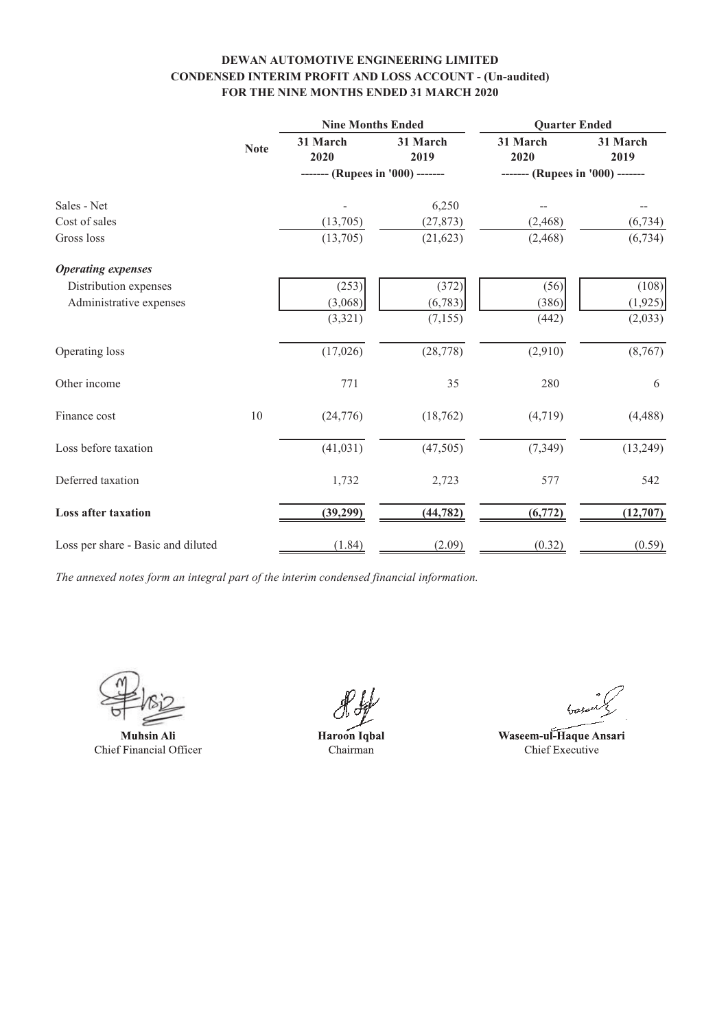**DEWAN AUTOMOTIVE ENGINEERING LIMITED**
**CONDENSED INTERIM PROFIT AND LOSS ACCOUNT - (Un-audited)**
**FOR THE NINE MONTHS ENDED 31 MARCH 2020**

| | Note | Nine Months Ended | | Quarter Ended | |
|---|---|---|---|---|---|
| | | 31 March 2020 | 31 March 2019 | 31 March 2020 | 31 March 2019 |
| | | ------- (Rupees in '000) ------- | | ------- (Rupees in '000) ------- | |
| Sales - Net | | - | 6,250 | -- | -- |
| Cost of sales | | (13,705) | (27,873) | (2,468) | (6,734) |
| Gross loss | | (13,705) | (21,623) | (2,468) | (6,734) |
| ***Operating expenses*** | | | | | |
| Distribution expenses | | (253) | (372) | (56) | (108) |
| Administrative expenses | | (3,068) | (6,783) | (386) | (1,925) |
| | | (3,321) | (7,155) | (442) | (2,033) |
| Operating loss | | (17,026) | (28,778) | (2,910) | (8,767) |
| Other income | | 771 | 35 | 280 | 6 |
| Finance cost | 10 | (24,776) | (18,762) | (4,719) | (4,488) |
| Loss before taxation | | (41,031) | (47,505) | (7,349) | (13,249) |
| Deferred taxation | | 1,732 | 2,723 | 577 | 542 |
| **Loss after taxation** | | **(39,299)** | **(44,782)** | **(6,772)** | **(12,707)** |
| Loss per share - Basic and diluted | | (1.84) | (2.09) | (0.32) | (0.59) |

*The annexed notes form an integral part of the interim condensed financial information.*

| **Muhsin Ali** | **Haroon Iqbal** | **Waseem-ul-Haque Ansari** |
|---|---|---|
| Chief Financial Officer | Chairman | Chief Executive |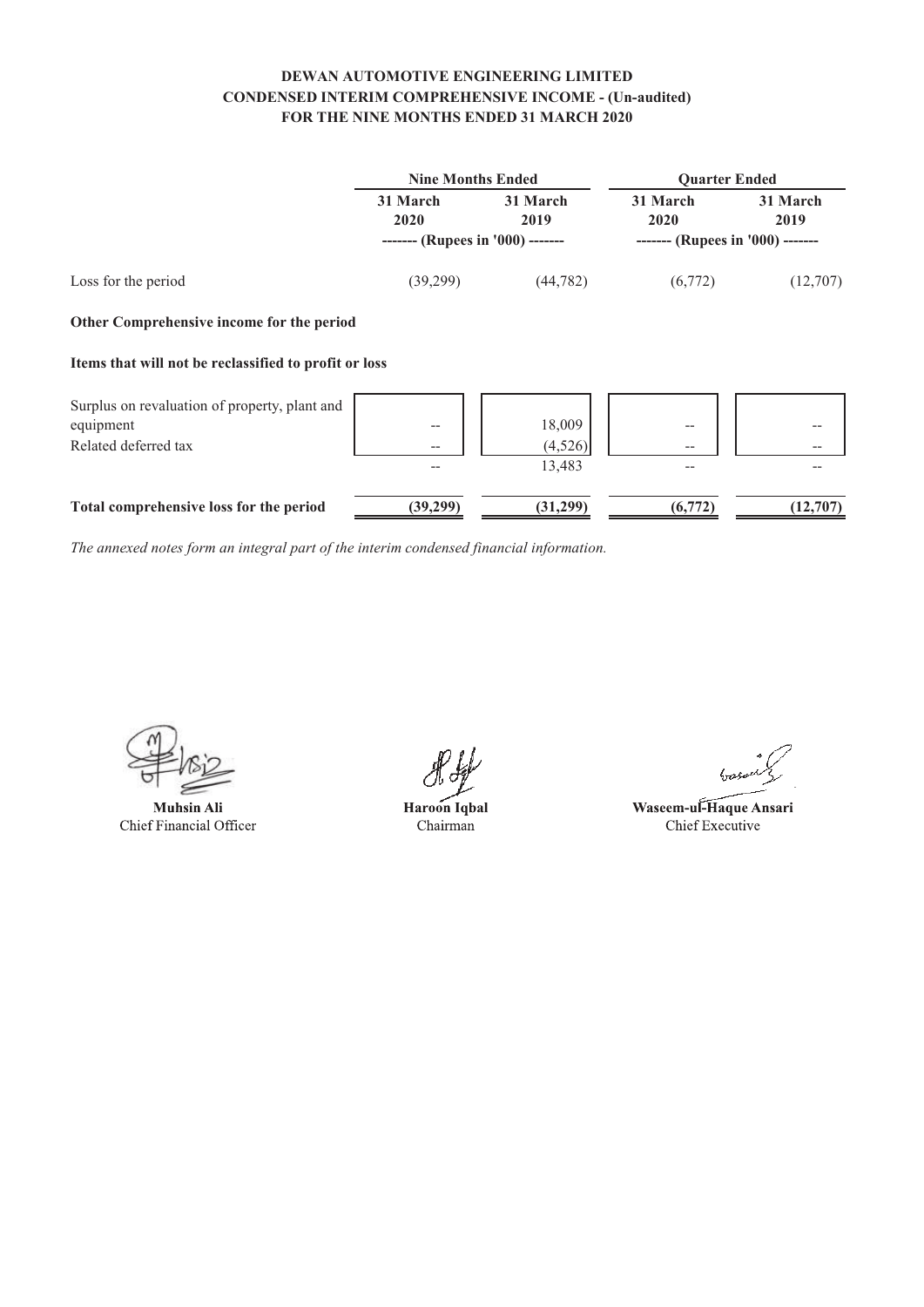**DEWAN AUTOMOTIVE ENGINEERING LIMITED**
**CONDENSED INTERIM COMPREHENSIVE INCOME - (Un-audited)**
**FOR THE NINE MONTHS ENDED 31 MARCH 2020**

| | Nine Months Ended | | Quarter Ended | |
|---|---|---|---|---|
| | **31 March 2020** | **31 March 2019** | **31 March 2020** | **31 March 2019** |
| | ------- (Rupees in '000) ------- | | ------- (Rupees in '000) ------- | |
| Loss for the period | (39,299) | (44,782) | (6,772) | (12,707) |
| **Other Comprehensive income for the period** | | | | |
| **Items that will not be reclassified to profit or loss** | | | | |
| Surplus on revaluation of property, plant and equipment | -- | 18,009 | -- | -- |
| Related deferred tax | -- | (4,526) | -- | -- |
| | -- | 13,483 | -- | -- |
| **Total comprehensive loss for the period** | **(39,299)** | **(31,299)** | **(6,772)** | **(12,707)** |

*The annexed notes form an integral part of the interim condensed financial information.*

**Muhsin Ali**
Chief Financial Officer

**Haroon Iqbal**
Chairman

**Waseem-ul-Haque Ansari**
Chief Executive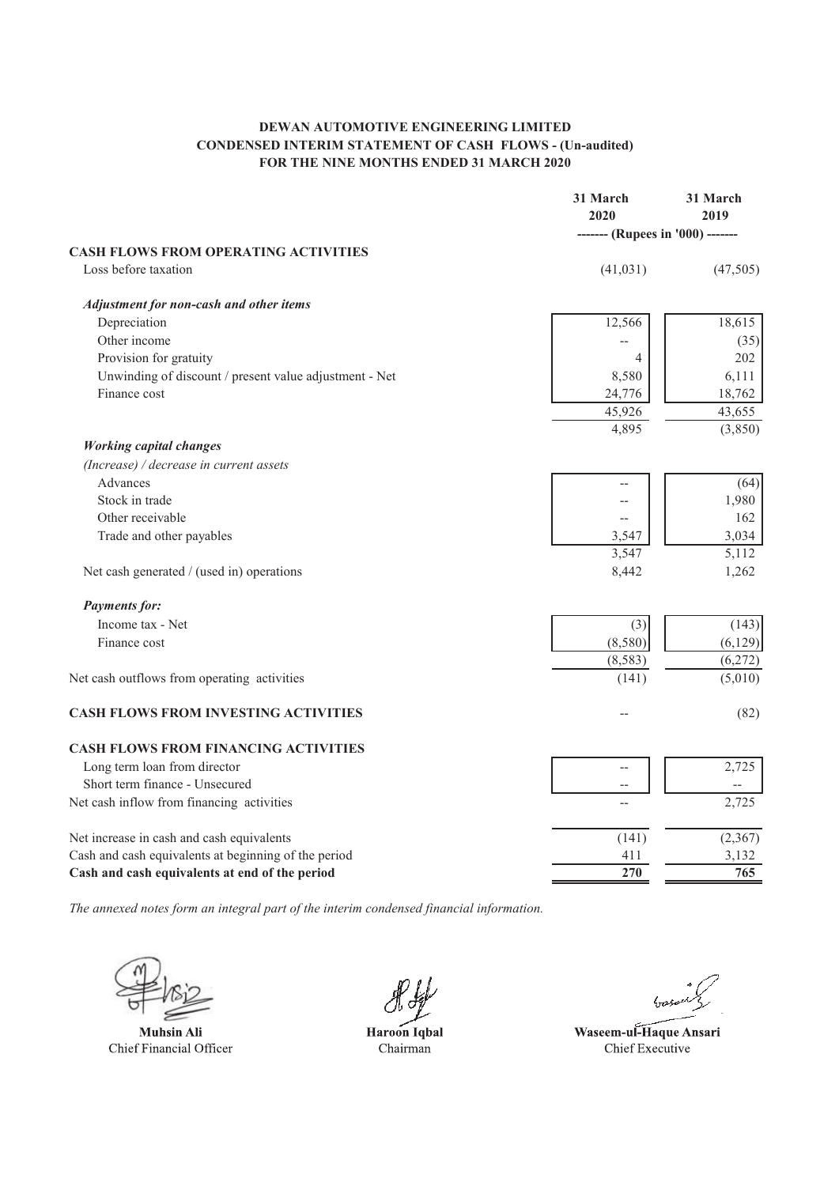**DEWAN AUTOMOTIVE ENGINEERING LIMITED**
**CONDENSED INTERIM STATEMENT OF CASH FLOWS - (Un-audited)**
**FOR THE NINE MONTHS ENDED 31 MARCH 2020**

| | 31 March 2020 | 31 March 2019 |
|---|---|---|
| | ------- (Rupees in '000) ------- | |
| **CASH FLOWS FROM OPERATING ACTIVITIES** | | |
| Loss before taxation | (41,031) | (47,505) |
| ***Adjustment for non-cash and other items*** | | |
| Depreciation | 12,566 | 18,615 |
| Other income | -- | (35) |
| Provision for gratuity | 4 | 202 |
| Unwinding of discount / present value adjustment - Net | 8,580 | 6,111 |
| Finance cost | 24,776 | 18,762 |
| | 45,926 | 43,655 |
| | 4,895 | (3,850) |
| ***Working capital changes*** | | |
| *(Increase) / decrease in current assets* | | |
| Advances | -- | (64) |
| Stock in trade | -- | 1,980 |
| Other receivable | -- | 162 |
| Trade and other payables | 3,547 | 3,034 |
| | 3,547 | 5,112 |
| Net cash generated / (used in) operations | 8,442 | 1,262 |
| ***Payments for:*** | | |
| Income tax - Net | (3) | (143) |
| Finance cost | (8,580) | (6,129) |
| | (8,583) | (6,272) |
| Net cash outflows from operating activities | (141) | (5,010) |
| **CASH FLOWS FROM INVESTING ACTIVITIES** | -- | (82) |
| **CASH FLOWS FROM FINANCING ACTIVITIES** | | |
| Long term loan from director | -- | 2,725 |
| Short term finance - Unsecured | -- | -- |
| Net cash inflow from financing activities | -- | 2,725 |
| Net increase in cash and cash equivalents | (141) | (2,367) |
| Cash and cash equivalents at beginning of the period | 411 | 3,132 |
| **Cash and cash equivalents at end of the period** | **270** | **765** |

*The annexed notes form an integral part of the interim condensed financial information.*

**Muhsin Ali**
Chief Financial Officer

**Haroon Iqbal**
Chairman

**Waseem-ul-Haque Ansari**
Chief Executive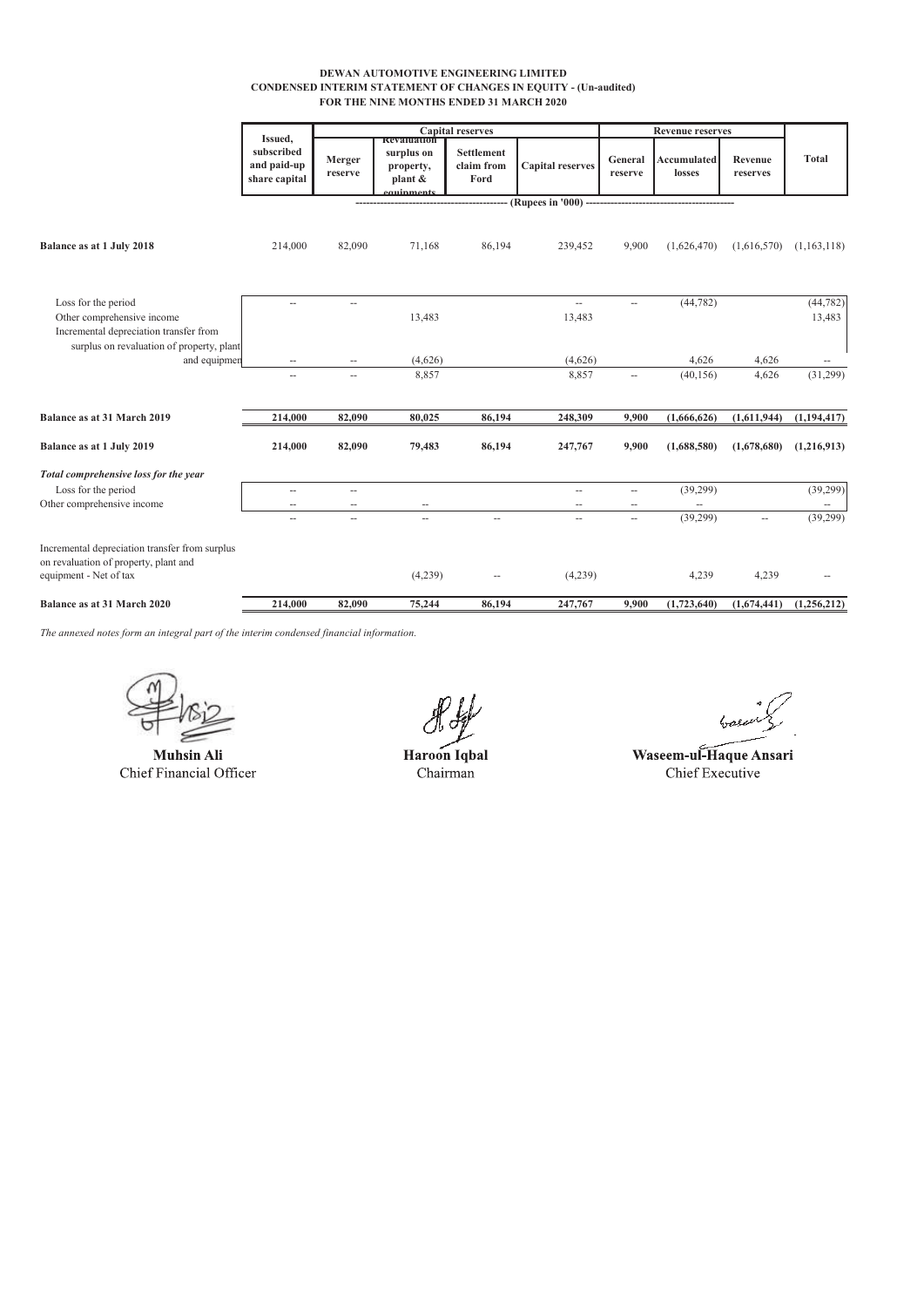**DEWAN AUTOMOTIVE ENGINEERING LIMITED**
**CONDENSED INTERIM STATEMENT OF CHANGES IN EQUITY - (Un-audited)**
**FOR THE NINE MONTHS ENDED 31 MARCH 2020**

| | Issued, subscribed and paid-up share capital | Capital reserves | | | | Revenue reserves | | | Total |
|---|---|---|---|---|---|---|---|---|---|
| | | Merger reserve | Revaluation surplus on property, plant & equipments | Settlement claim from Ford | Capital reserves | General reserve | Accumulated losses | Revenue reserves | |
| | (Rupees in '000) | | | | | | | | |
| **Balance as at 1 July 2018** | 214,000 | 82,090 | 71,168 | 86,194 | 239,452 | 9,900 | (1,626,470) | (1,616,570) | (1,163,118) |
| Loss for the period | -- | -- | | | -- | -- | (44,782) | | (44,782) |
| Other comprehensive income | | | 13,483 | | 13,483 | | | | 13,483 |
| Incremental depreciation transfer from surplus on revaluation of property, plant and equipmen | -- | -- | (4,626) | | (4,626) | | 4,626 | 4,626 | -- |
| | -- | -- | 8,857 | | 8,857 | -- | (40,156) | 4,626 | (31,299) |
| **Balance as at 31 March 2019** | **214,000** | **82,090** | **80,025** | **86,194** | **248,309** | **9,900** | **(1,666,626)** | **(1,611,944)** | **(1,194,417)** |
| **Balance as at 1 July 2019** | **214,000** | **82,090** | **79,483** | **86,194** | **247,767** | **9,900** | **(1,688,580)** | **(1,678,680)** | **(1,216,913)** |
| ***Total comprehensive loss for the year*** | | | | | | | | | |
| Loss for the period | -- | -- | | | -- | -- | (39,299) | | (39,299) |
| Other comprehensive income | -- | -- | -- | | -- | -- | -- | | -- |
| | -- | -- | -- | -- | -- | -- | (39,299) | -- | (39,299) |
| Incremental depreciation transfer from surplus on revaluation of property, plant and equipment - Net of tax | | | (4,239) | -- | (4,239) | | 4,239 | 4,239 | -- |
| **Balance as at 31 March 2020** | **214,000** | **82,090** | **75,244** | **86,194** | **247,767** | **9,900** | **(1,723,640)** | **(1,674,441)** | **(1,256,212)** |

*The annexed notes form an integral part of the interim condensed financial information.*

**Muhsin Ali**
Chief Financial Officer

**Haroon Iqbal**
Chairman

**Waseem-ul-Haque Ansari**
Chief Executive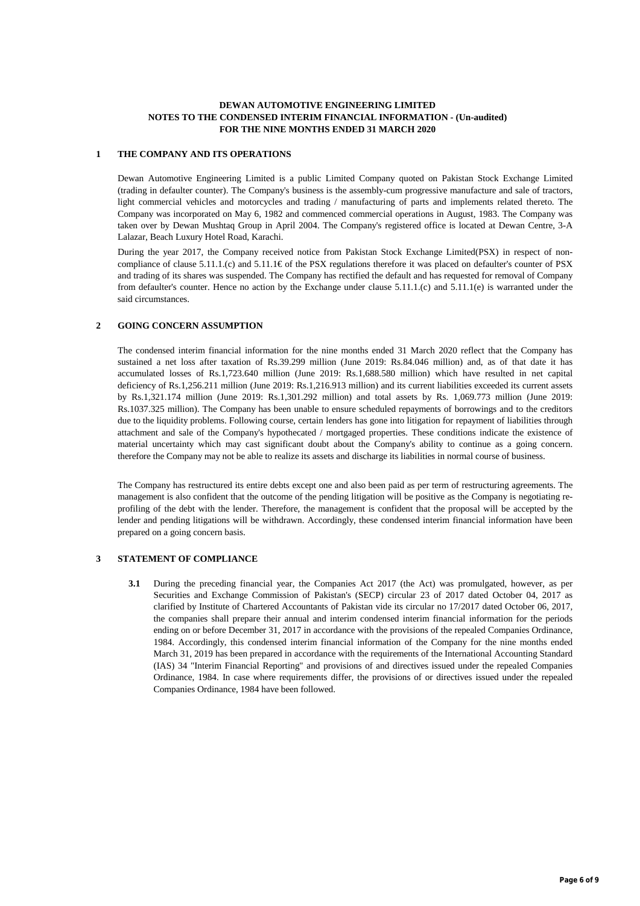**DEWAN AUTOMOTIVE ENGINEERING LIMITED**
**NOTES TO THE CONDENSED INTERIM FINANCIAL INFORMATION - (Un-audited)**
**FOR THE NINE MONTHS ENDED 31 MARCH 2020**

## 1 THE COMPANY AND ITS OPERATIONS

Dewan Automotive Engineering Limited is a public Limited Company quoted on Pakistan Stock Exchange Limited (trading in defaulter counter). The Company's business is the assembly-cum progressive manufacture and sale of tractors, light commercial vehicles and motorcycles and trading / manufacturing of parts and implements related thereto. The Company was incorporated on May 6, 1982 and commenced commercial operations in August, 1983. The Company was taken over by Dewan Mushtaq Group in April 2004. The Company's registered office is located at Dewan Centre, 3-A Lalazar, Beach Luxury Hotel Road, Karachi.

During the year 2017, the Company received notice from Pakistan Stock Exchange Limited(PSX) in respect of non-compliance of clause 5.11.1.(c) and 5.11.1€ of the PSX regulations therefore it was placed on defaulter's counter of PSX and trading of its shares was suspended. The Company has rectified the default and has requested for removal of Company from defaulter's counter. Hence no action by the Exchange under clause 5.11.1.(c) and 5.11.1(e) is warranted under the said circumstances.

## 2 GOING CONCERN ASSUMPTION

The condensed interim financial information for the nine months ended 31 March 2020 reflect that the Company has sustained a net loss after taxation of Rs.39.299 million (June 2019: Rs.84.046 million) and, as of that date it has accumulated losses of Rs.1,723.640 million (June 2019: Rs.1,688.580 million) which have resulted in net capital deficiency of Rs.1,256.211 million (June 2019: Rs.1,216.913 million) and its current liabilities exceeded its current assets by Rs.1,321.174 million (June 2019: Rs.1,301.292 million) and total assets by Rs. 1,069.773 million (June 2019: Rs.1037.325 million). The Company has been unable to ensure scheduled repayments of borrowings and to the creditors due to the liquidity problems. Following course, certain lenders has gone into litigation for repayment of liabilities through attachment and sale of the Company's hypothecated / mortgaged properties. These conditions indicate the existence of material uncertainty which may cast significant doubt about the Company's ability to continue as a going concern. therefore the Company may not be able to realize its assets and discharge its liabilities in normal course of business.

The Company has restructured its entire debts except one and also been paid as per term of restructuring agreements. The management is also confident that the outcome of the pending litigation will be positive as the Company is negotiating re-profiling of the debt with the lender. Therefore, the management is confident that the proposal will be accepted by the lender and pending litigations will be withdrawn. Accordingly, these condensed interim financial information have been prepared on a going concern basis.

## 3 STATEMENT OF COMPLIANCE

**3.1** During the preceding financial year, the Companies Act 2017 (the Act) was promulgated, however, as per Securities and Exchange Commission of Pakistan's (SECP) circular 23 of 2017 dated October 04, 2017 as clarified by Institute of Chartered Accountants of Pakistan vide its circular no 17/2017 dated October 06, 2017, the companies shall prepare their annual and interim condensed interim financial information for the periods ending on or before December 31, 2017 in accordance with the provisions of the repealed Companies Ordinance, 1984. Accordingly, this condensed interim financial information of the Company for the nine months ended March 31, 2019 has been prepared in accordance with the requirements of the International Accounting Standard (IAS) 34 "Interim Financial Reporting" and provisions of and directives issued under the repealed Companies Ordinance, 1984. In case where requirements differ, the provisions of or directives issued under the repealed Companies Ordinance, 1984 have been followed.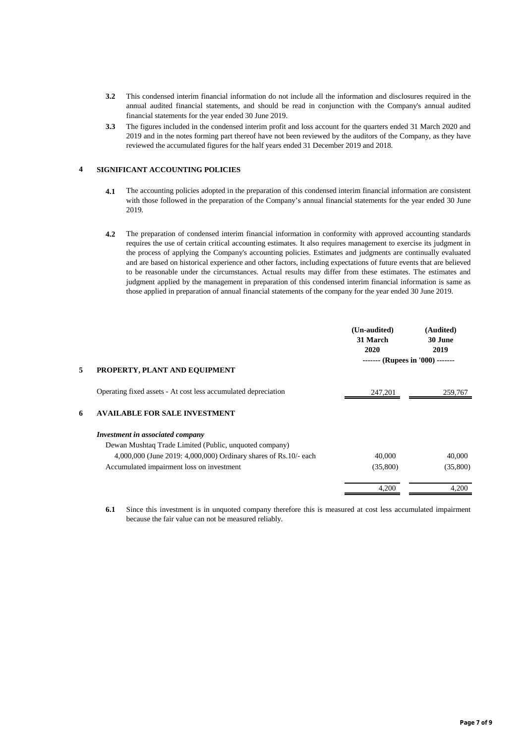**3.2** This condensed interim financial information do not include all the information and disclosures required in the annual audited financial statements, and should be read in conjunction with the Company's annual audited financial statements for the year ended 30 June 2019.

**3.3** The figures included in the condensed interim profit and loss account for the quarters ended 31 March 2020 and 2019 and in the notes forming part thereof have not been reviewed by the auditors of the Company, as they have reviewed the accumulated figures for the half years ended 31 December 2019 and 2018.

## 4 SIGNIFICANT ACCOUNTING POLICIES

**4.1** The accounting policies adopted in the preparation of this condensed interim financial information are consistent with those followed in the preparation of the Company's annual financial statements for the year ended 30 June 2019.

**4.2** The preparation of condensed interim financial information in conformity with approved accounting standards requires the use of certain critical accounting estimates. It also requires management to exercise its judgment in the process of applying the Company's accounting policies. Estimates and judgments are continually evaluated and are based on historical experience and other factors, including expectations of future events that are believed to be reasonable under the circumstances. Actual results may differ from these estimates. The estimates and judgment applied by the management in preparation of this condensed interim financial information is same as those applied in preparation of annual financial statements of the company for the year ended 30 June 2019.

| | (Un-audited) 31 March 2020 | (Audited) 30 June 2019 |
|---|---|---|
| | ------- (Rupees in '000) ------- | |
| **5 PROPERTY, PLANT AND EQUIPMENT** | | |
| Operating fixed assets - At cost less accumulated depreciation | 247,201 | 259,767 |
| **6 AVAILABLE FOR SALE INVESTMENT** | | |
| ***Investment in associated company*** | | |
| Dewan Mushtaq Trade Limited (Public, unquoted company) | | |
| 4,000,000 (June 2019: 4,000,000) Ordinary shares of Rs.10/- each | 40,000 | 40,000 |
| Accumulated impairment loss on investment | (35,800) | (35,800) |
| | 4,200 | 4,200 |

**6.1** Since this investment is in unquoted company therefore this is measured at cost less accumulated impairment because the fair value can not be measured reliably.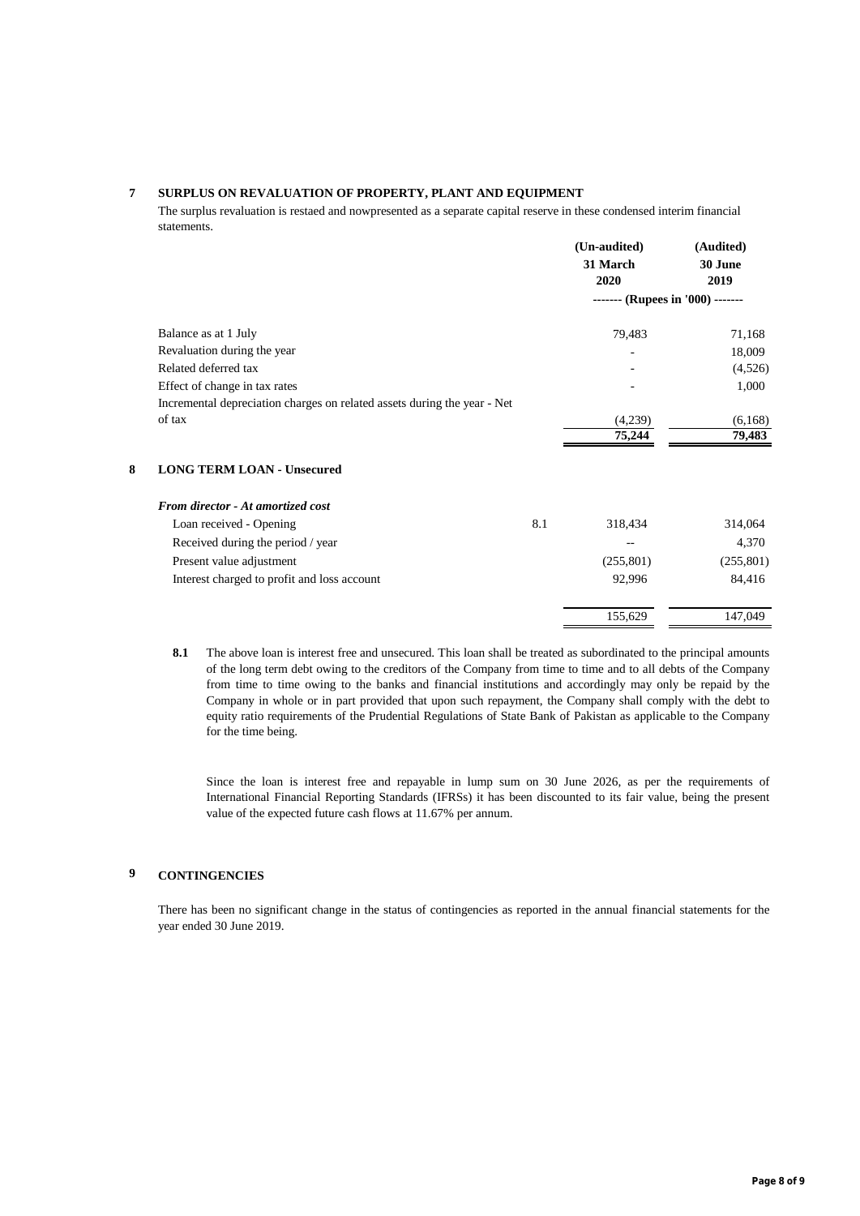## 7 SURPLUS ON REVALUATION OF PROPERTY, PLANT AND EQUIPMENT

The surplus revaluation is restaed and nowpresented as a separate capital reserve in these condensed interim financial statements.

| | (Un-audited) 31 March 2020 | (Audited) 30 June 2019 |
|---|---|---|
| | ------- (Rupees in '000) ------- | |
| Balance as at 1 July | 79,483 | 71,168 |
| Revaluation during the year | - | 18,009 |
| Related deferred tax | - | (4,526) |
| Effect of change in tax rates | - | 1,000 |
| Incremental depreciation charges on related assets during the year - Net of tax | (4,239) | (6,168) |
| | **75,244** | **79,483** |

## 8 LONG TERM LOAN - Unsecured

| | Note | (Un-audited) 31 March 2020 | (Audited) 30 June 2019 |
|---|---|---|---|
| ***From director - At amortized cost*** | | | |
| Loan received - Opening | 8.1 | 318,434 | 314,064 |
| Received during the period / year | | -- | 4,370 |
| Present value adjustment | | (255,801) | (255,801) |
| Interest charged to profit and loss account | | 92,996 | 84,416 |
| | | 155,629 | 147,049 |

**8.1** The above loan is interest free and unsecured. This loan shall be treated as subordinated to the principal amounts of the long term debt owing to the creditors of the Company from time to time and to all debts of the Company from time to time owing to the banks and financial institutions and accordingly may only be repaid by the Company in whole or in part provided that upon such repayment, the Company shall comply with the debt to equity ratio requirements of the Prudential Regulations of State Bank of Pakistan as applicable to the Company for the time being.

Since the loan is interest free and repayable in lump sum on 30 June 2026, as per the requirements of International Financial Reporting Standards (IFRSs) it has been discounted to its fair value, being the present value of the expected future cash flows at 11.67% per annum.

## 9 CONTINGENCIES

There has been no significant change in the status of contingencies as reported in the annual financial statements for the year ended 30 June 2019.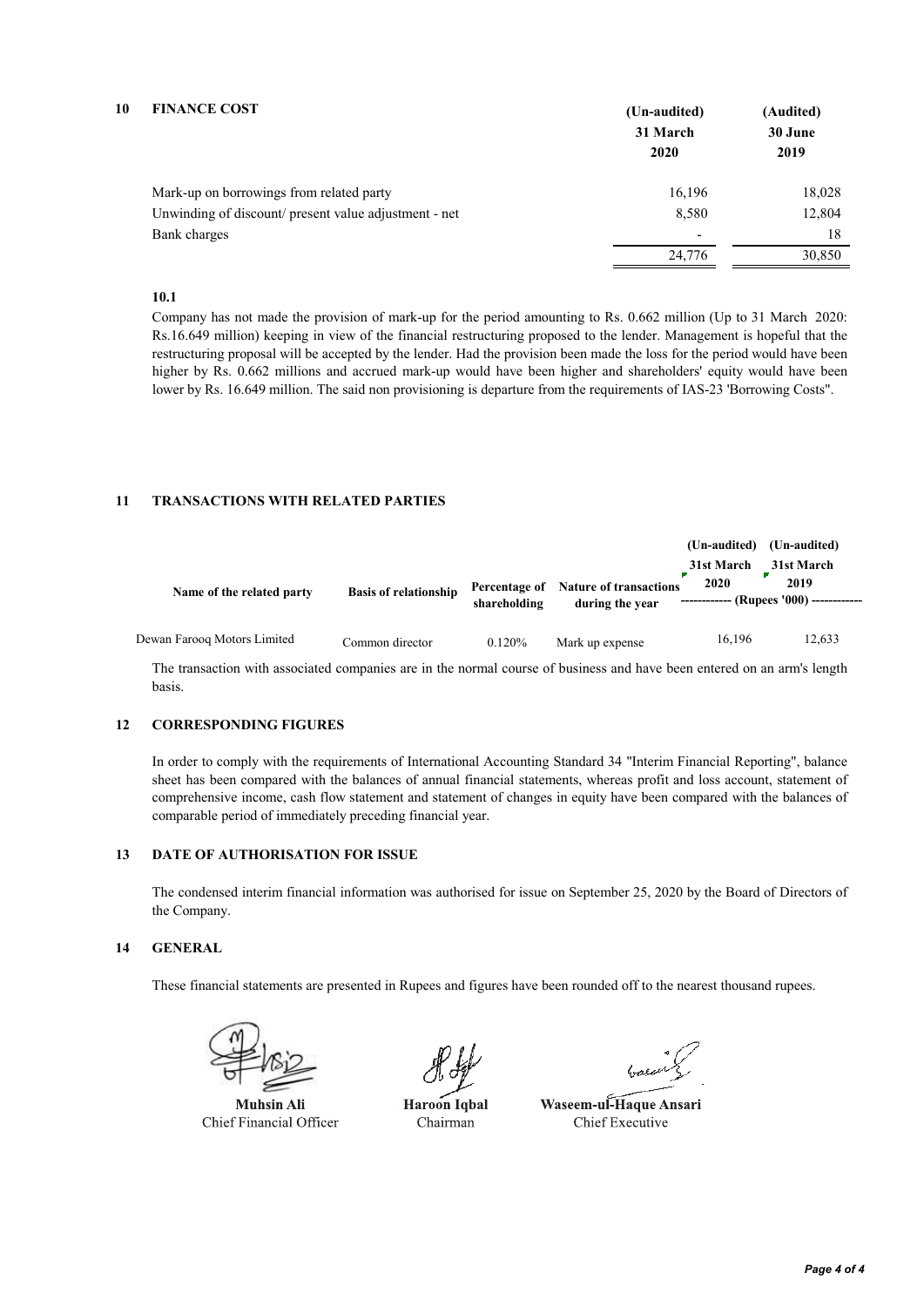## 10 FINANCE COST

| | (Un-audited) 31 March 2020 | (Audited) 30 June 2019 |
|---|---|---|
| Mark-up on borrowings from related party | 16,196 | 18,028 |
| Unwinding of discount/ present value adjustment - net | 8,580 | 12,804 |
| Bank charges | - | 18 |
| | 24,776 | 30,850 |

**10.1**

Company has not made the provision of mark-up for the period amounting to Rs. 0.662 million (Up to 31 March 2020: Rs.16.649 million) keeping in view of the financial restructuring proposed to the lender. Management is hopeful that the restructuring proposal will be accepted by the lender. Had the provision been made the loss for the period would have been higher by Rs. 0.662 millions and accrued mark-up would have been higher and shareholders' equity would have been lower by Rs. 16.649 million. The said non provisioning is departure from the requirements of IAS-23 'Borrowing Costs".

## 11 TRANSACTIONS WITH RELATED PARTIES

| Name of the related party | Basis of relationship | Percentage of shareholding | Nature of transactions during the year | (Un-audited) 31st March 2020 | (Un-audited) 31st March 2019 |
|---|---|---|---|---|---|
| | | | | (Rupees '000) | |
| Dewan Farooq Motors Limited | Common director | 0.120% | Mark up expense | 16,196 | 12,633 |

The transaction with associated companies are in the normal course of business and have been entered on an arm's length basis.

## 12 CORRESPONDING FIGURES

In order to comply with the requirements of International Accounting Standard 34 "Interim Financial Reporting", balance sheet has been compared with the balances of annual financial statements, whereas profit and loss account, statement of comprehensive income, cash flow statement and statement of changes in equity have been compared with the balances of comparable period of immediately preceding financial year.

## 13 DATE OF AUTHORISATION FOR ISSUE

The condensed interim financial information was authorised for issue on September 25, 2020 by the Board of Directors of the Company.

## 14 GENERAL

These financial statements are presented in Rupees and figures have been rounded off to the nearest thousand rupees.

| **Muhsin Ali** | **Haroon Iqbal** | **Waseem-ul-Haque Ansari** |
|---|---|---|
| Chief Financial Officer | Chairman | Chief Executive |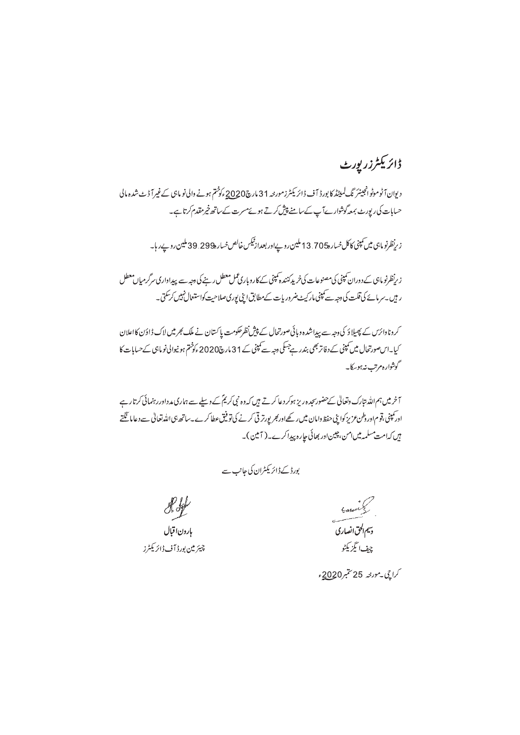# ڈائریکٹرز رپورٹ

دیوان آٹوموٹو انجینیئرنگ لمیٹڈ کا بورڈ آف ڈائریکٹرز مورخہ 31 مارچ 2020ء کو ختم ہونے والی نو ماہی کے غیر آڈٹ شدہ مالی حسابات کی رپورٹ بمعہ گوشوارے آپ کے سامنے پیش کرتے ہوئے مسرت کے ساتھ خیر مقدم کرتا ہے۔

زیر نظر نو ماہی میں کمپنی کا کل خسارہ 13.705 ملین روپے اور بعد از ٹیکس خالص خسارہ 39.299 ملین روپے رہا۔

زیر نظر نو ماہی کے دوران کمپنی کی مصنوعات کی خریدکنندہ کمپنی کے کاروباری عمل معطل رہنے کی وجہ سے پیداواری سرگرمیاں معطل رہیں۔ سرمائے کی قلت کی وجہ سے کمپنی مارکیٹ ضروریات کے مطابق اپنی پوری صلاحیت کو استعمال نہیں کر سکتی۔

کرونا وائرس کے پھیلاؤ کی وجہ سے پیدا شدہ وبائی صورتحال کے پیش نظر حکومت پاکستان نے ملک بھر میں لاک ڈاؤن کا اعلان کیا۔ اس صورتحال میں کمپنی کے دفاتر بھی بند رہے جسکی وجہ سے کمپنی کے 31 مارچ 2020ء کو ختم ہونیوالی نو ماہی کے حسابات کا گوشوارہ مرتب نہ ہو سکا۔

آخر میں ہم اللہ تبارک وتعالیٰ کے حضور سجدہ ریز ہو کر دعا کرتے ہیں کہ وہ نبی کریمؐ کے وسیلے سے ہماری مدد اور رہنمائی کرتا رہے اور کمپنی، قوم اور وطن عزیز کو اپنی حفظ و امان میں رکھے اور بھرپور ترقی کرنے کی توفیق عطا کرے۔ ساتھ ہی اللہ تعالیٰ سے دعا مانگتے ہیں کہ امت مسلمہ میں امن، چین اور بھائی چارہ پیدا کرے۔ (آمین)۔

بورڈ کے ڈائریکٹران کی جانب سے

وسیم الحق انصاری
چیف ایگزیکٹو

ہارون اقبال
چیئرمین بورڈ آف ڈائریکٹرز

کراچی۔ مورخہ 25 ستمبر 2020ء